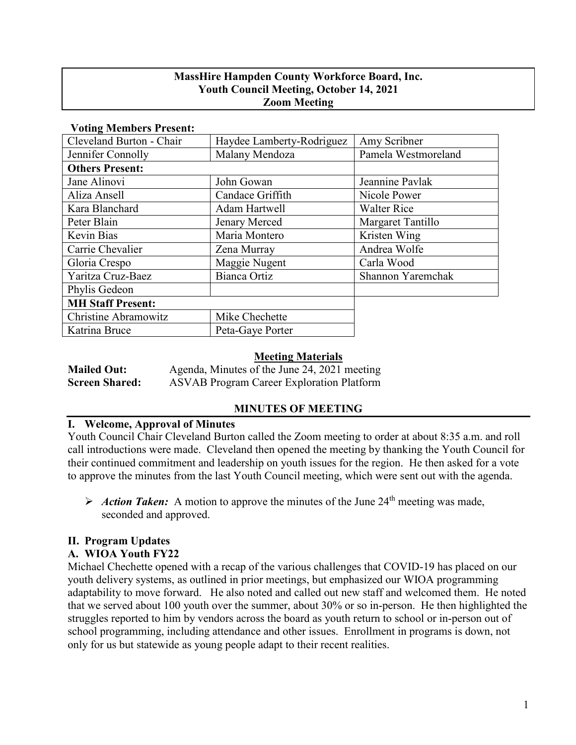**MassHire Hampden County Workforce Board, Inc.**
**Youth Council Meeting, October 14, 2021**
**Zoom Meeting**

**Voting Members Present:**

| | | |
|---|---|---|
| Cleveland Burton - Chair | Haydee Lamberty-Rodriguez | Amy Scribner |
| Jennifer Connolly | Malany Mendoza | Pamela Westmoreland |
| **Others Present:** | | |
| Jane Alinovi | John Gowan | Jeannine Pavlak |
| Aliza Ansell | Candace Griffith | Nicole Power |
| Kara Blanchard | Adam Hartwell | Walter Rice |
| Peter Blain | Jenary Merced | Margaret Tantillo |
| Kevin Bias | Maria Montero | Kristen Wing |
| Carrie Chevalier | Zena Murray | Andrea Wolfe |
| Gloria Crespo | Maggie Nugent | Carla Wood |
| Yaritza Cruz-Baez | Bianca Ortiz | Shannon Yaremchak |
| Phylis Gedeon | | |
| **MH Staff Present:** | | |
| Christine Abramowitz | Mike Chechette | |
| Katrina Bruce | Peta-Gaye Porter | |

**Meeting Materials**

**Mailed Out:** Agenda, Minutes of the June 24, 2021 meeting
**Screen Shared:** ASVAB Program Career Exploration Platform

## MINUTES OF MEETING

### I. Welcome, Approval of Minutes

Youth Council Chair Cleveland Burton called the Zoom meeting to order at about 8:35 a.m. and roll call introductions were made. Cleveland then opened the meeting by thanking the Youth Council for their continued commitment and leadership on youth issues for the region. He then asked for a vote to approve the minutes from the last Youth Council meeting, which were sent out with the agenda.

- ***Action Taken:*** A motion to approve the minutes of the June 24th meeting was made, seconded and approved.

### II. Program Updates

### A. WIOA Youth FY22

Michael Chechette opened with a recap of the various challenges that COVID-19 has placed on our youth delivery systems, as outlined in prior meetings, but emphasized our WIOA programming adaptability to move forward. He also noted and called out new staff and welcomed them. He noted that we served about 100 youth over the summer, about 30% or so in-person. He then highlighted the struggles reported to him by vendors across the board as youth return to school or in-person out of school programming, including attendance and other issues. Enrollment in programs is down, not only for us but statewide as young people adapt to their recent realities.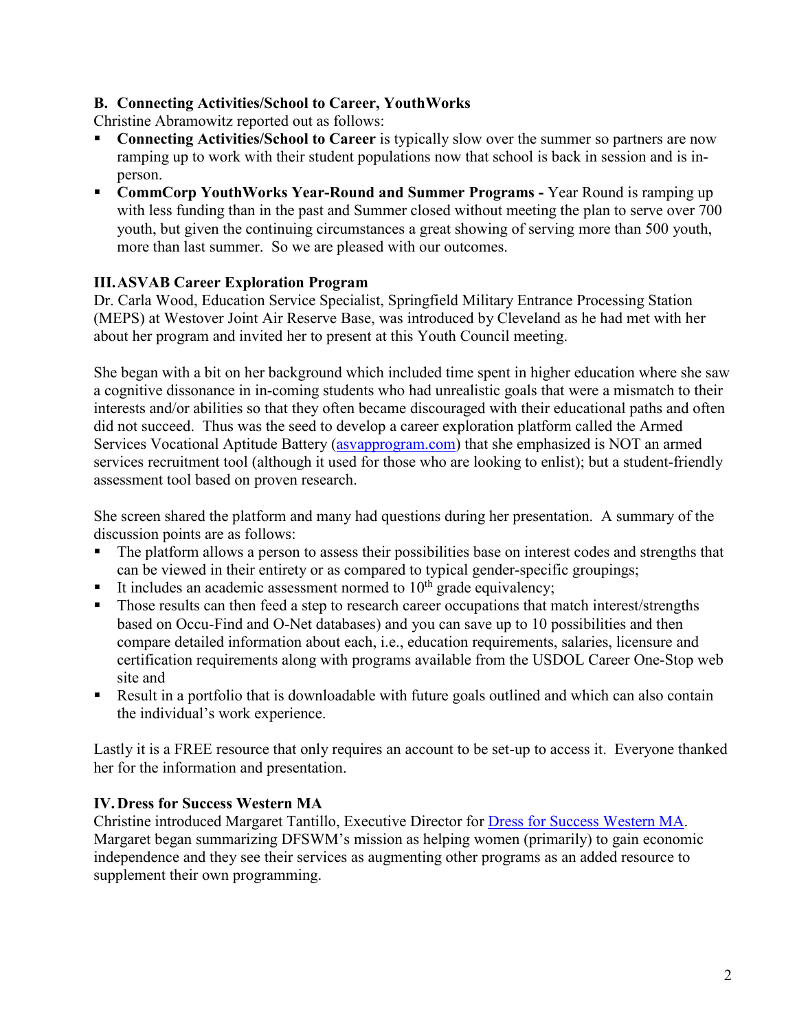### B. Connecting Activities/School to Career, YouthWorks

Christine Abramowitz reported out as follows:

- **Connecting Activities/School to Career** is typically slow over the summer so partners are now ramping up to work with their student populations now that school is back in session and is in-person.
- **CommCorp YouthWorks Year-Round and Summer Programs -** Year Round is ramping up with less funding than in the past and Summer closed without meeting the plan to serve over 700 youth, but given the continuing circumstances a great showing of serving more than 500 youth, more than last summer. So we are pleased with our outcomes.

## III. ASVAB Career Exploration Program

Dr. Carla Wood, Education Service Specialist, Springfield Military Entrance Processing Station (MEPS) at Westover Joint Air Reserve Base, was introduced by Cleveland as he had met with her about her program and invited her to present at this Youth Council meeting.

She began with a bit on her background which included time spent in higher education where she saw a cognitive dissonance in in-coming students who had unrealistic goals that were a mismatch to their interests and/or abilities so that they often became discouraged with their educational paths and often did not succeed. Thus was the seed to develop a career exploration platform called the Armed Services Vocational Aptitude Battery (asvapprogram.com) that she emphasized is NOT an armed services recruitment tool (although it used for those who are looking to enlist); but a student-friendly assessment tool based on proven research.

She screen shared the platform and many had questions during her presentation. A summary of the discussion points are as follows:

- The platform allows a person to assess their possibilities base on interest codes and strengths that can be viewed in their entirety or as compared to typical gender-specific groupings;
- It includes an academic assessment normed to 10th grade equivalency;
- Those results can then feed a step to research career occupations that match interest/strengths based on Occu-Find and O-Net databases) and you can save up to 10 possibilities and then compare detailed information about each, i.e., education requirements, salaries, licensure and certification requirements along with programs available from the USDOL Career One-Stop web site and
- Result in a portfolio that is downloadable with future goals outlined and which can also contain the individual's work experience.

Lastly it is a FREE resource that only requires an account to be set-up to access it. Everyone thanked her for the information and presentation.

## IV. Dress for Success Western MA

Christine introduced Margaret Tantillo, Executive Director for Dress for Success Western MA. Margaret began summarizing DFSWM's mission as helping women (primarily) to gain economic independence and they see their services as augmenting other programs as an added resource to supplement their own programming.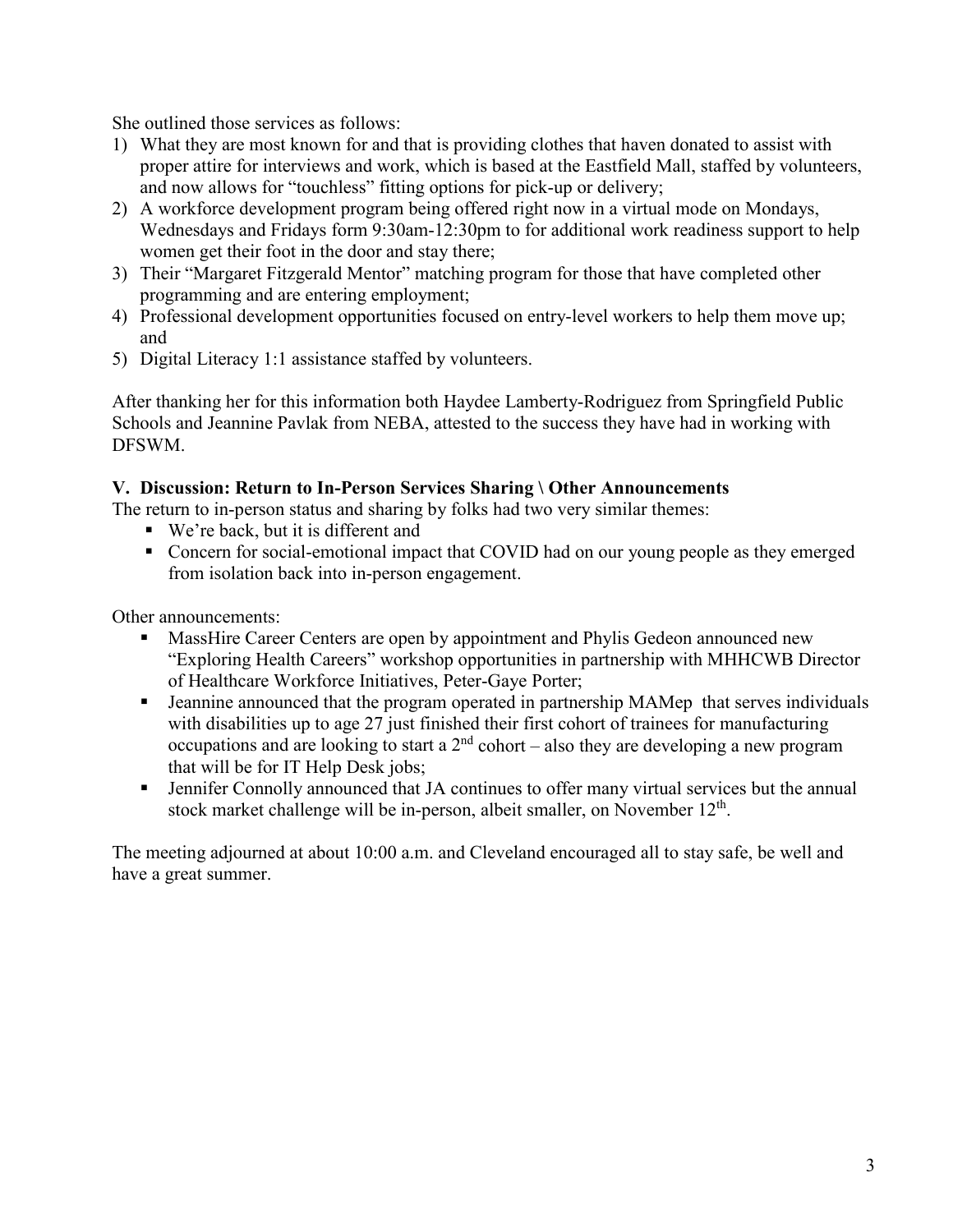She outlined those services as follows:

1) What they are most known for and that is providing clothes that haven donated to assist with proper attire for interviews and work, which is based at the Eastfield Mall, staffed by volunteers, and now allows for "touchless" fitting options for pick-up or delivery;
2) A workforce development program being offered right now in a virtual mode on Mondays, Wednesdays and Fridays form 9:30am-12:30pm to for additional work readiness support to help women get their foot in the door and stay there;
3) Their "Margaret Fitzgerald Mentor" matching program for those that have completed other programming and are entering employment;
4) Professional development opportunities focused on entry-level workers to help them move up; and
5) Digital Literacy 1:1 assistance staffed by volunteers.

After thanking her for this information both Haydee Lamberty-Rodriguez from Springfield Public Schools and Jeannine Pavlak from NEBA, attested to the success they have had in working with DFSWM.

**V. Discussion: Return to In-Person Services Sharing \ Other Announcements**

The return to in-person status and sharing by folks had two very similar themes:

- We're back, but it is different and
- Concern for social-emotional impact that COVID had on our young people as they emerged from isolation back into in-person engagement.

Other announcements:

- MassHire Career Centers are open by appointment and Phylis Gedeon announced new "Exploring Health Careers" workshop opportunities in partnership with MHHCWB Director of Healthcare Workforce Initiatives, Peter-Gaye Porter;
- Jeannine announced that the program operated in partnership MAMep that serves individuals with disabilities up to age 27 just finished their first cohort of trainees for manufacturing occupations and are looking to start a 2nd cohort – also they are developing a new program that will be for IT Help Desk jobs;
- Jennifer Connolly announced that JA continues to offer many virtual services but the annual stock market challenge will be in-person, albeit smaller, on November 12th.

The meeting adjourned at about 10:00 a.m. and Cleveland encouraged all to stay safe, be well and have a great summer.